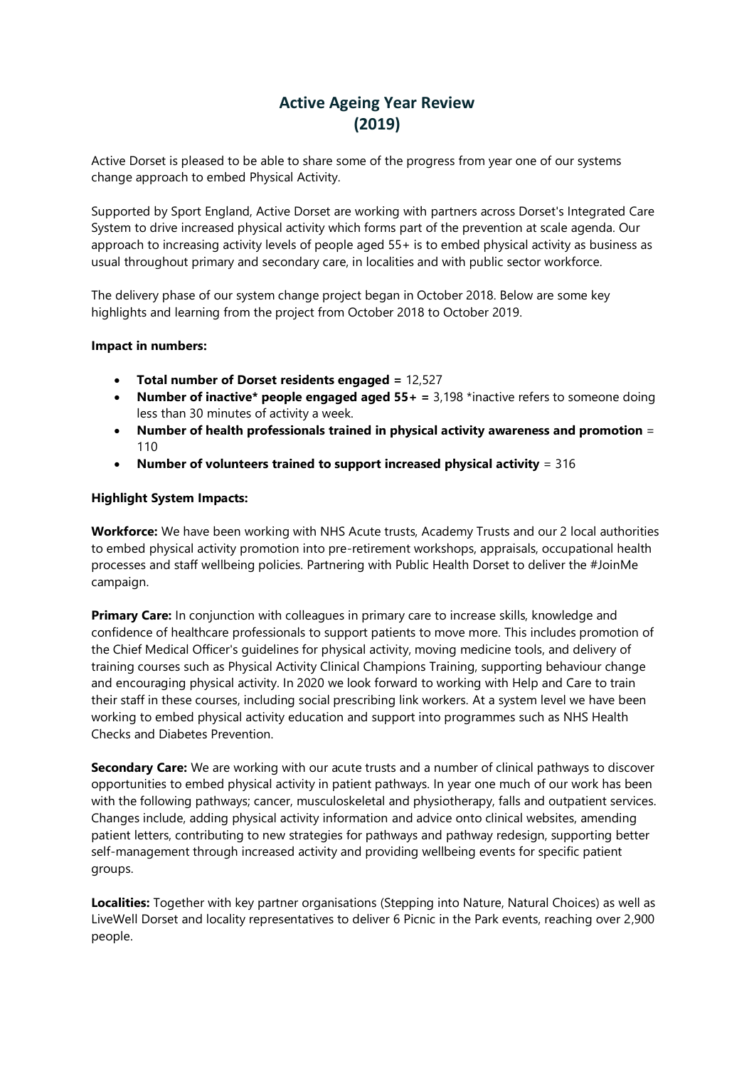# Active Ageing Year Review (2019)

Active Dorset is pleased to be able to share some of the progress from year one of our systems change approach to embed Physical Activity.

Supported by Sport England, Active Dorset are working with partners across Dorset's Integrated Care System to drive increased physical activity which forms part of the prevention at scale agenda. Our approach to increasing activity levels of people aged 55+ is to embed physical activity as business as usual throughout primary and secondary care, in localities and with public sector workforce.

The delivery phase of our system change project began in October 2018. Below are some key highlights and learning from the project from October 2018 to October 2019.

**Impact in numbers:**

- **Total number of Dorset residents engaged =** 12,527
- **Number of inactive* people engaged aged 55+ =** 3,198 *inactive refers to someone doing less than 30 minutes of activity a week.
- **Number of health professionals trained in physical activity awareness and promotion** = 110
- **Number of volunteers trained to support increased physical activity** = 316

**Highlight System Impacts:**

**Workforce:** We have been working with NHS Acute trusts, Academy Trusts and our 2 local authorities to embed physical activity promotion into pre-retirement workshops, appraisals, occupational health processes and staff wellbeing policies. Partnering with Public Health Dorset to deliver the #JoinMe campaign.

**Primary Care:** In conjunction with colleagues in primary care to increase skills, knowledge and confidence of healthcare professionals to support patients to move more. This includes promotion of the Chief Medical Officer's guidelines for physical activity, moving medicine tools, and delivery of training courses such as Physical Activity Clinical Champions Training, supporting behaviour change and encouraging physical activity. In 2020 we look forward to working with Help and Care to train their staff in these courses, including social prescribing link workers. At a system level we have been working to embed physical activity education and support into programmes such as NHS Health Checks and Diabetes Prevention.

**Secondary Care:** We are working with our acute trusts and a number of clinical pathways to discover opportunities to embed physical activity in patient pathways. In year one much of our work has been with the following pathways; cancer, musculoskeletal and physiotherapy, falls and outpatient services. Changes include, adding physical activity information and advice onto clinical websites, amending patient letters, contributing to new strategies for pathways and pathway redesign, supporting better self-management through increased activity and providing wellbeing events for specific patient groups.

**Localities:** Together with key partner organisations (Stepping into Nature, Natural Choices) as well as LiveWell Dorset and locality representatives to deliver 6 Picnic in the Park events, reaching over 2,900 people.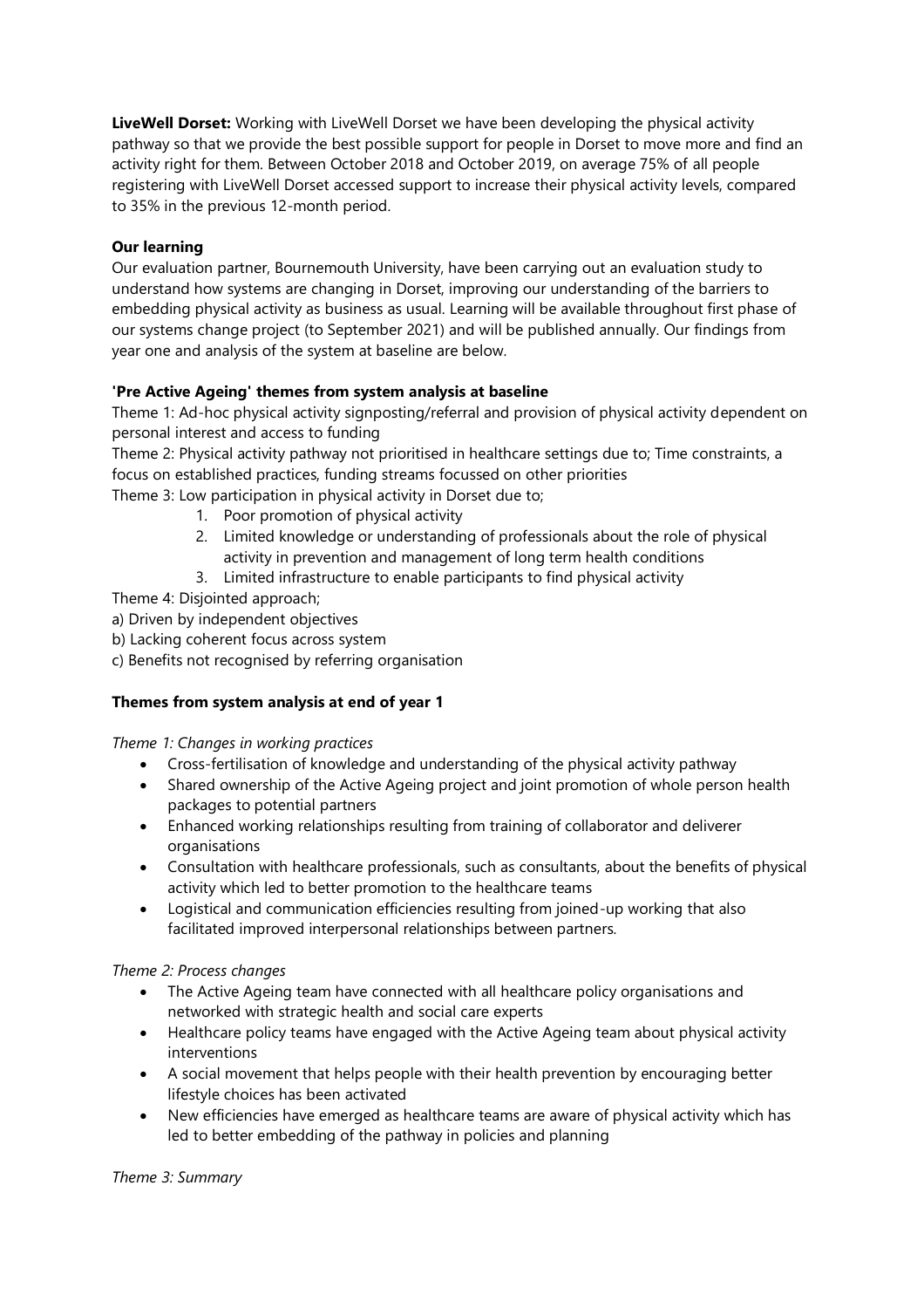**LiveWell Dorset:** Working with LiveWell Dorset we have been developing the physical activity pathway so that we provide the best possible support for people in Dorset to move more and find an activity right for them. Between October 2018 and October 2019, on average 75% of all people registering with LiveWell Dorset accessed support to increase their physical activity levels, compared to 35% in the previous 12-month period.

**Our learning**

Our evaluation partner, Bournemouth University, have been carrying out an evaluation study to understand how systems are changing in Dorset, improving our understanding of the barriers to embedding physical activity as business as usual. Learning will be available throughout first phase of our systems change project (to September 2021) and will be published annually. Our findings from year one and analysis of the system at baseline are below.

**'Pre Active Ageing' themes from system analysis at baseline**

Theme 1: Ad-hoc physical activity signposting/referral and provision of physical activity dependent on personal interest and access to funding

Theme 2: Physical activity pathway not prioritised in healthcare settings due to; Time constraints, a focus on established practices, funding streams focussed on other priorities

Theme 3: Low participation in physical activity in Dorset due to;

1. Poor promotion of physical activity
2. Limited knowledge or understanding of professionals about the role of physical activity in prevention and management of long term health conditions
3. Limited infrastructure to enable participants to find physical activity

Theme 4: Disjointed approach;

a) Driven by independent objectives

b) Lacking coherent focus across system

c) Benefits not recognised by referring organisation

**Themes from system analysis at end of year 1**

*Theme 1: Changes in working practices*

- Cross-fertilisation of knowledge and understanding of the physical activity pathway
- Shared ownership of the Active Ageing project and joint promotion of whole person health packages to potential partners
- Enhanced working relationships resulting from training of collaborator and deliverer organisations
- Consultation with healthcare professionals, such as consultants, about the benefits of physical activity which led to better promotion to the healthcare teams
- Logistical and communication efficiencies resulting from joined-up working that also facilitated improved interpersonal relationships between partners.

*Theme 2: Process changes*

- The Active Ageing team have connected with all healthcare policy organisations and networked with strategic health and social care experts
- Healthcare policy teams have engaged with the Active Ageing team about physical activity interventions
- A social movement that helps people with their health prevention by encouraging better lifestyle choices has been activated
- New efficiencies have emerged as healthcare teams are aware of physical activity which has led to better embedding of the pathway in policies and planning

*Theme 3: Summary*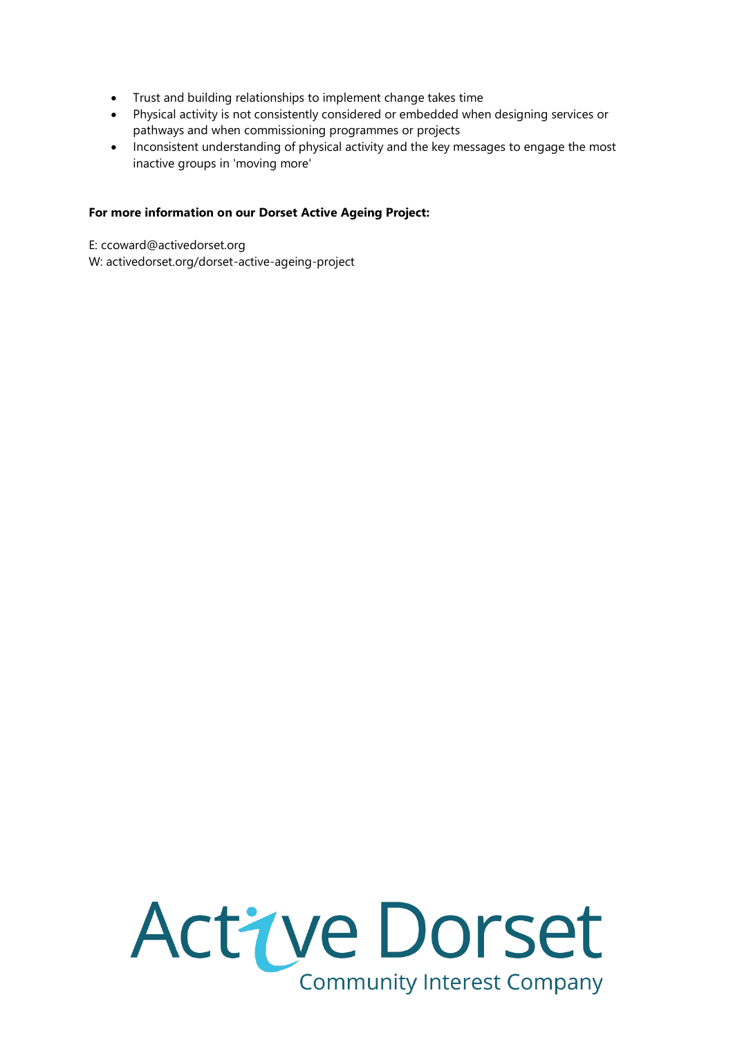- Trust and building relationships to implement change takes time
- Physical activity is not consistently considered or embedded when designing services or pathways and when commissioning programmes or projects
- Inconsistent understanding of physical activity and the key messages to engage the most inactive groups in 'moving more'

**For more information on our Dorset Active Ageing Project:**

E: ccoward@activedorset.org
W: activedorset.org/dorset-active-ageing-project

Active Dorset
Community Interest Company